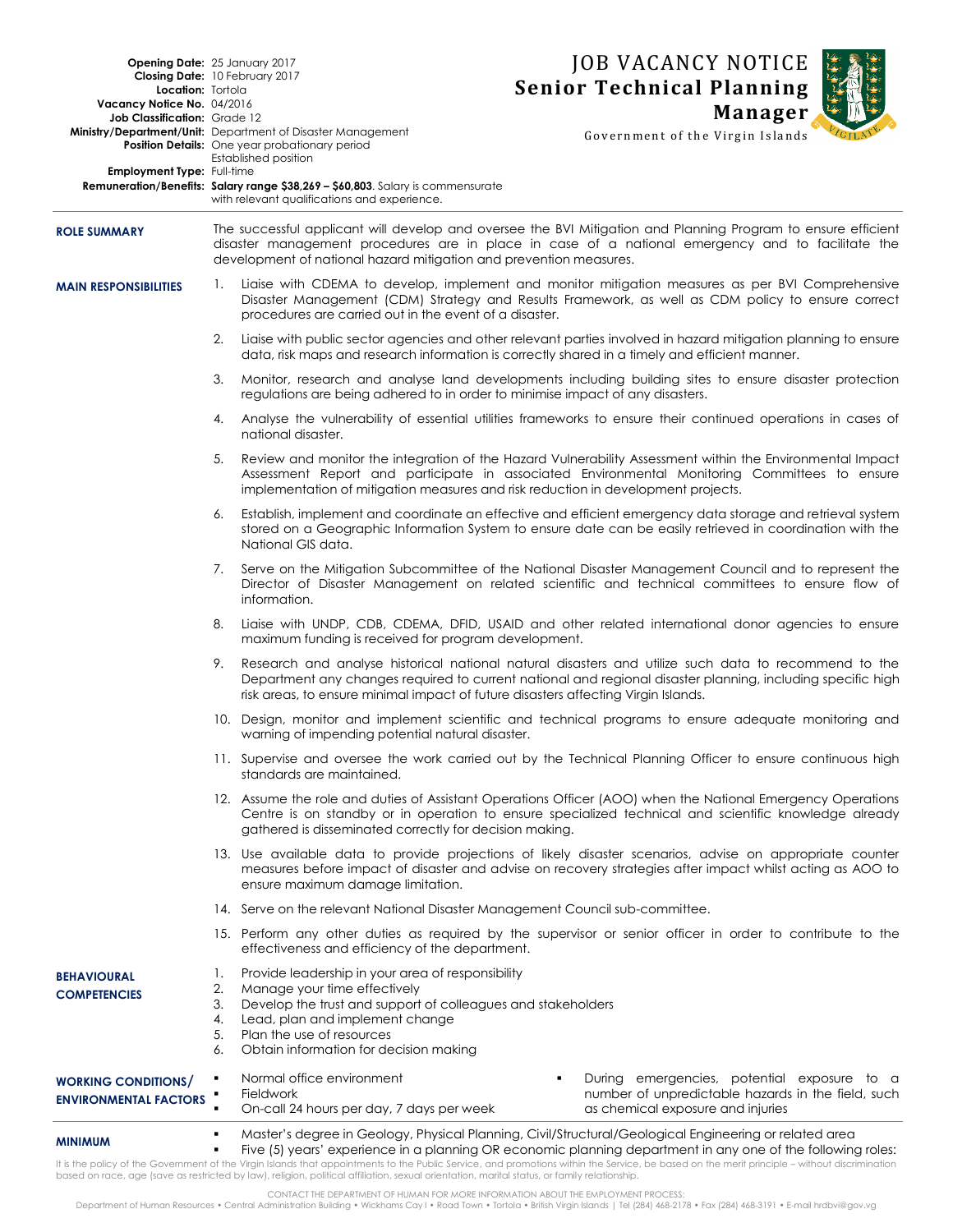# JOB VACANCY NOTICE

## Senior Technical Planning Manager

Government of the Virgin Islands

**Opening Date:** 25 January 2017
**Closing Date:** 10 February 2017
**Location:** Tortola
**Vacancy Notice No.** 04/2016
**Job Classification:** Grade 12
**Ministry/Department/Unit:** Department of Disaster Management
**Position Details:** One year probationary period
Established position
**Employment Type:** Full-time
**Remuneration/Benefits:** **Salary range $38,269 – $60,803**. Salary is commensurate with relevant qualifications and experience.

### ROLE SUMMARY

The successful applicant will develop and oversee the BVI Mitigation and Planning Program to ensure efficient disaster management procedures are in place in case of a national emergency and to facilitate the development of national hazard mitigation and prevention measures.

### MAIN RESPONSIBILITIES

1. Liaise with CDEMA to develop, implement and monitor mitigation measures as per BVI Comprehensive Disaster Management (CDM) Strategy and Results Framework, as well as CDM policy to ensure correct procedures are carried out in the event of a disaster.
2. Liaise with public sector agencies and other relevant parties involved in hazard mitigation planning to ensure data, risk maps and research information is correctly shared in a timely and efficient manner.
3. Monitor, research and analyse land developments including building sites to ensure disaster protection regulations are being adhered to in order to minimise impact of any disasters.
4. Analyse the vulnerability of essential utilities frameworks to ensure their continued operations in cases of national disaster.
5. Review and monitor the integration of the Hazard Vulnerability Assessment within the Environmental Impact Assessment Report and participate in associated Environmental Monitoring Committees to ensure implementation of mitigation measures and risk reduction in development projects.
6. Establish, implement and coordinate an effective and efficient emergency data storage and retrieval system stored on a Geographic Information System to ensure date can be easily retrieved in coordination with the National GIS data.
7. Serve on the Mitigation Subcommittee of the National Disaster Management Council and to represent the Director of Disaster Management on related scientific and technical committees to ensure flow of information.
8. Liaise with UNDP, CDB, CDEMA, DFID, USAID and other related international donor agencies to ensure maximum funding is received for program development.
9. Research and analyse historical national natural disasters and utilize such data to recommend to the Department any changes required to current national and regional disaster planning, including specific high risk areas, to ensure minimal impact of future disasters affecting Virgin Islands.
10. Design, monitor and implement scientific and technical programs to ensure adequate monitoring and warning of impending potential natural disaster.
11. Supervise and oversee the work carried out by the Technical Planning Officer to ensure continuous high standards are maintained.
12. Assume the role and duties of Assistant Operations Officer (AOO) when the National Emergency Operations Centre is on standby or in operation to ensure specialized technical and scientific knowledge already gathered is disseminated correctly for decision making.
13. Use available data to provide projections of likely disaster scenarios, advise on appropriate counter measures before impact of disaster and advise on recovery strategies after impact whilst acting as AOO to ensure maximum damage limitation.
14. Serve on the relevant National Disaster Management Council sub-committee.
15. Perform any other duties as required by the supervisor or senior officer in order to contribute to the effectiveness and efficiency of the department.

### BEHAVIOURAL COMPETENCIES

1. Provide leadership in your area of responsibility
2. Manage your time effectively
3. Develop the trust and support of colleagues and stakeholders
4. Lead, plan and implement change
5. Plan the use of resources
6. Obtain information for decision making

### WORKING CONDITIONS/ ENVIRONMENTAL FACTORS

- Normal office environment
- Fieldwork
- On-call 24 hours per day, 7 days per week
- During emergencies, potential exposure to a number of unpredictable hazards in the field, such as chemical exposure and injuries

### MINIMUM

- Master's degree in Geology, Physical Planning, Civil/Structural/Geological Engineering or related area
- Five (5) years' experience in a planning OR economic planning department in any one of the following roles:

It is the policy of the Government of the Virgin Islands that appointments to the Public Service, and promotions within the Service, be based on the merit principle – without discrimination based on race, age (save as restricted by law), religion, political affiliation, sexual orientation, marital status, or family relationship.

CONTACT THE DEPARTMENT OF HUMAN FOR MORE INFORMATION ABOUT THE EMPLOYMENT PROCESS:
Department of Human Resources • Central Administration Building • Wickhams Cay I • Road Town • Tortola • British Virgin Islands | Tel (284) 468-2178 • Fax (284) 468-3191 • E-mail hrdbvi@gov.vg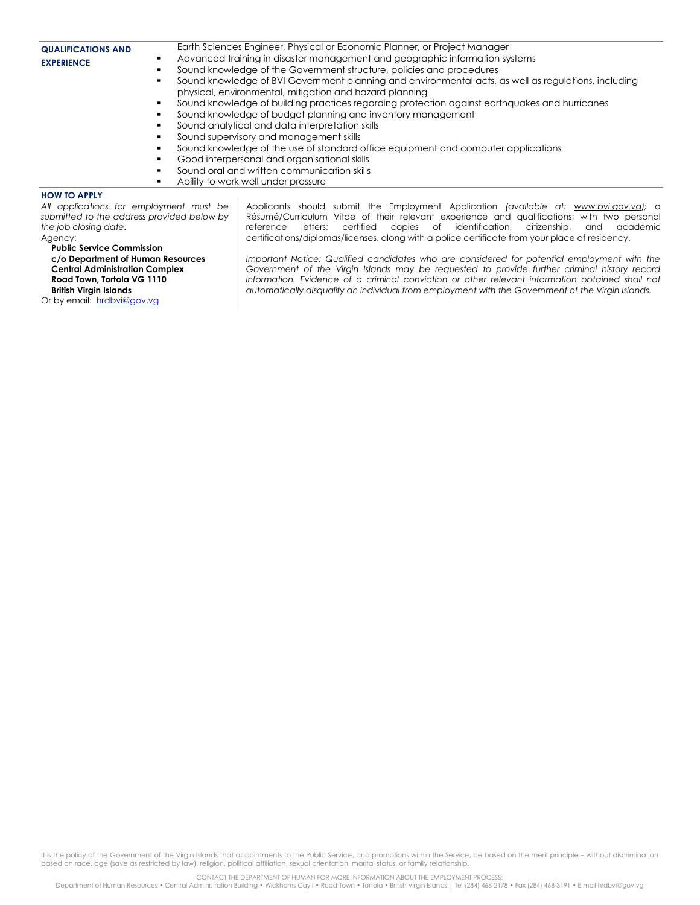**QUALIFICATIONS AND EXPERIENCE**

Earth Sciences Engineer, Physical or Economic Planner, or Project Manager

- Advanced training in disaster management and geographic information systems
- Sound knowledge of the Government structure, policies and procedures
- Sound knowledge of BVI Government planning and environmental acts, as well as regulations, including physical, environmental, mitigation and hazard planning
- Sound knowledge of building practices regarding protection against earthquakes and hurricanes
- Sound knowledge of budget planning and inventory management
- Sound analytical and data interpretation skills
- Sound supervisory and management skills
- Sound knowledge of the use of standard office equipment and computer applications
- Good interpersonal and organisational skills
- Sound oral and written communication skills
- Ability to work well under pressure

**HOW TO APPLY**

*All applications for employment must be submitted to the address provided below by the job closing date.*

Agency:

**Public Service Commission**
**c/o Department of Human Resources**
**Central Administration Complex**
**Road Town, Tortola VG 1110**
**British Virgin Islands**

Or by email: hrdbvi@gov.vg

Applicants should submit the Employment Application *(available at: www.bvi.gov.vg)*; a Résumé/Curriculum Vitae of their relevant experience and qualifications; with two personal reference letters; certified copies of identification, citizenship, and academic certifications/diplomas/licenses, along with a police certificate from your place of residency.

*Important Notice: Qualified candidates who are considered for potential employment with the Government of the Virgin Islands may be requested to provide further criminal history record information. Evidence of a criminal conviction or other relevant information obtained shall not automatically disqualify an individual from employment with the Government of the Virgin Islands.*

It is the policy of the Government of the Virgin Islands that appointments to the Public Service, and promotions within the Service, be based on the merit principle – without discrimination based on race, age (save as restricted by law), religion, political affiliation, sexual orientation, marital status, or family relationship.

CONTACT THE DEPARTMENT OF HUMAN FOR MORE INFORMATION ABOUT THE EMPLOYMENT PROCESS:
Department of Human Resources • Central Administration Building • Wickhams Cay I • Road Town • Tortola • British Virgin Islands | Tel (284) 468-2178 • Fax (284) 468-3191 • E-mail hrdbvi@gov.vg